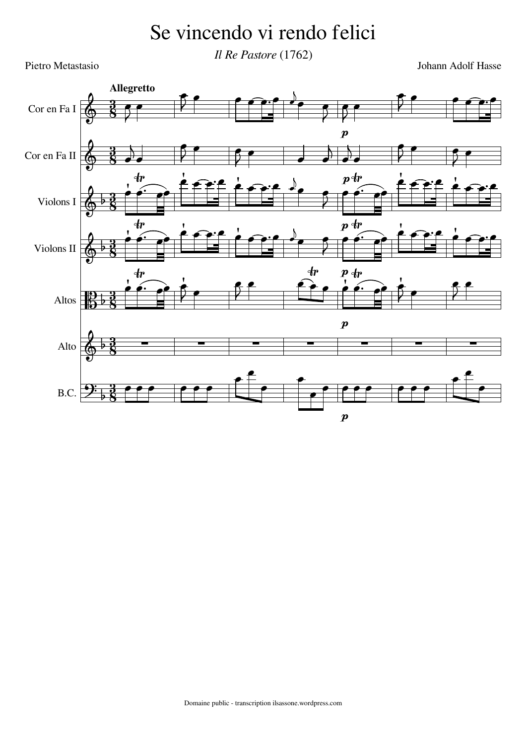# Se vincendo vi rendo felici

*Il Re Pastore* (1762)

Pietro Metastasio

Johann Adolf Hasse

**Allegretto**

Cor en Fa I

Cor en Fa II

Violons I

Violons II

Altos

Alto

B.C.

Domaine public - transcription ilsassone.wordpress.com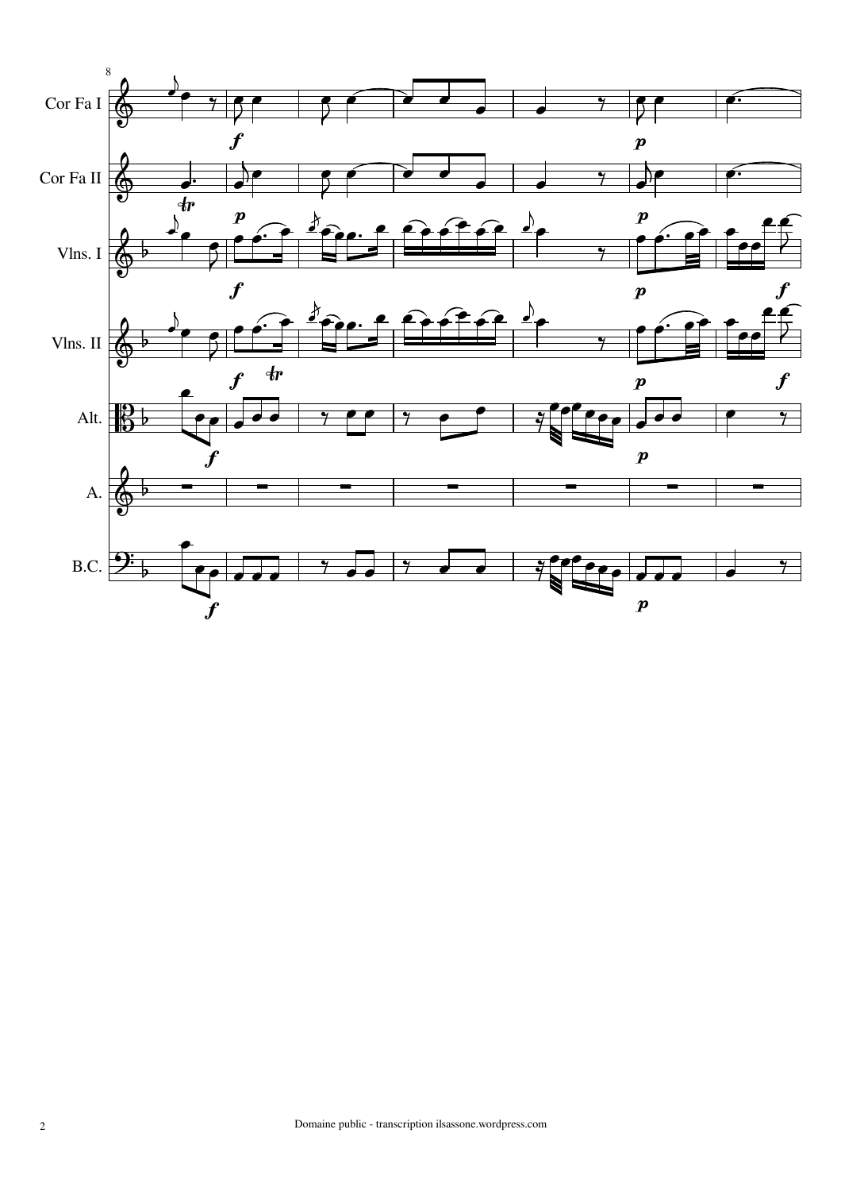Cor Fa I

Cor Fa II

Vlns. I

Vlns. II

Alt.

A.

B.C.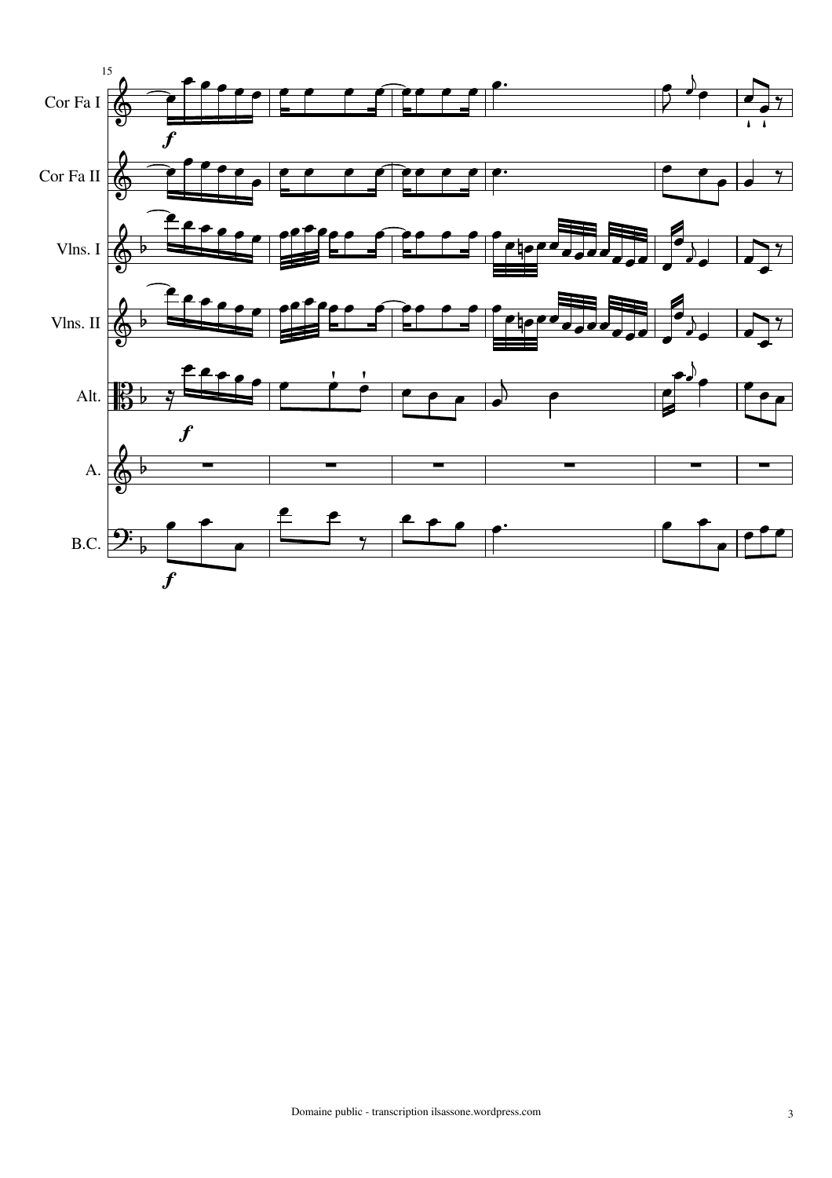Cor Fa I

Cor Fa II

Vlns. I

Vlns. II

Alt.

A.

B.C.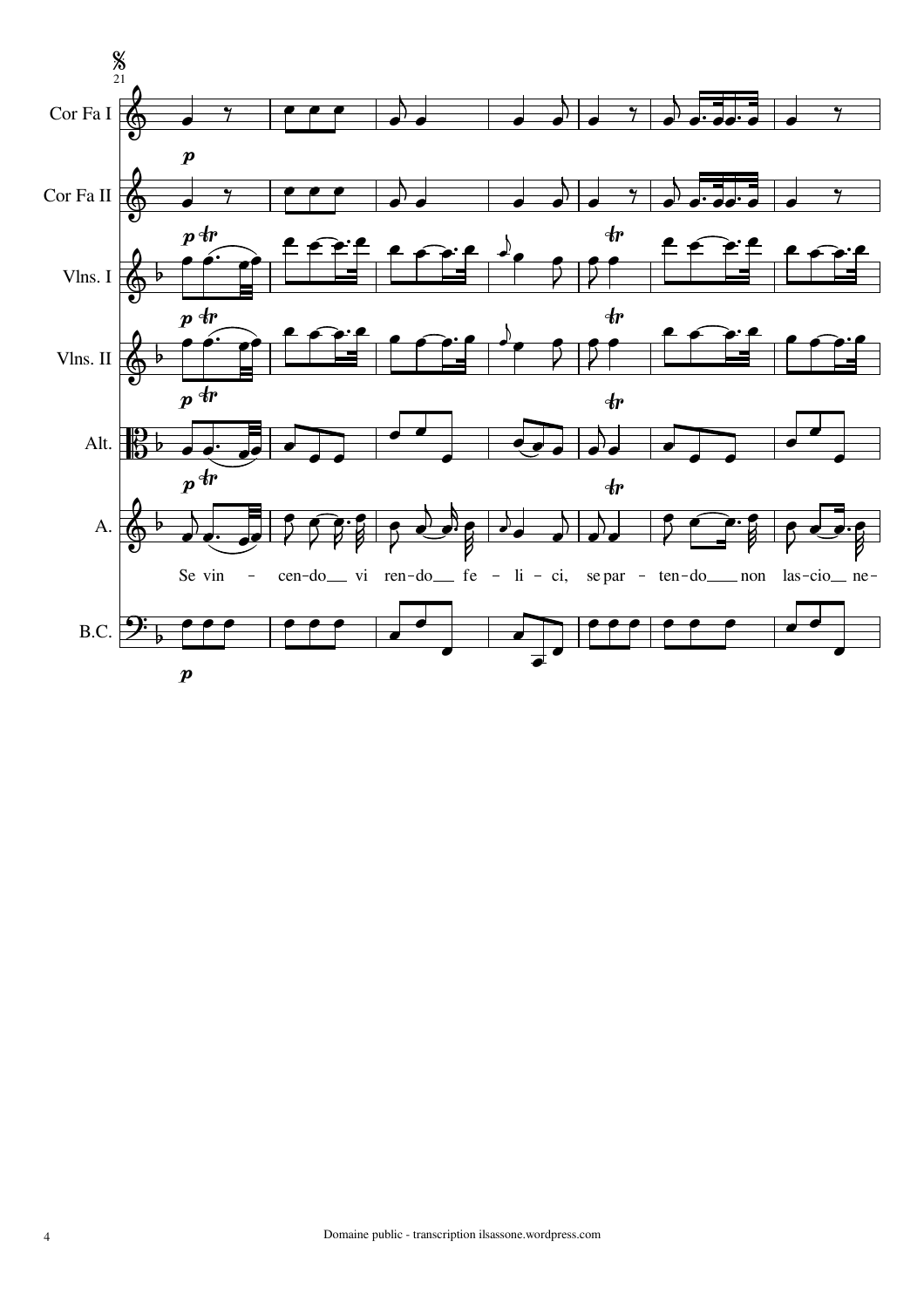Cor Fa I

Cor Fa II

Vlns. I

Vlns. II

Alt.

A.

Se vin - cen-do vi ren-do fe - li - ci, se par - ten-do non las-cio ne-

B.C.

Domaine public - transcription ilsassone.wordpress.com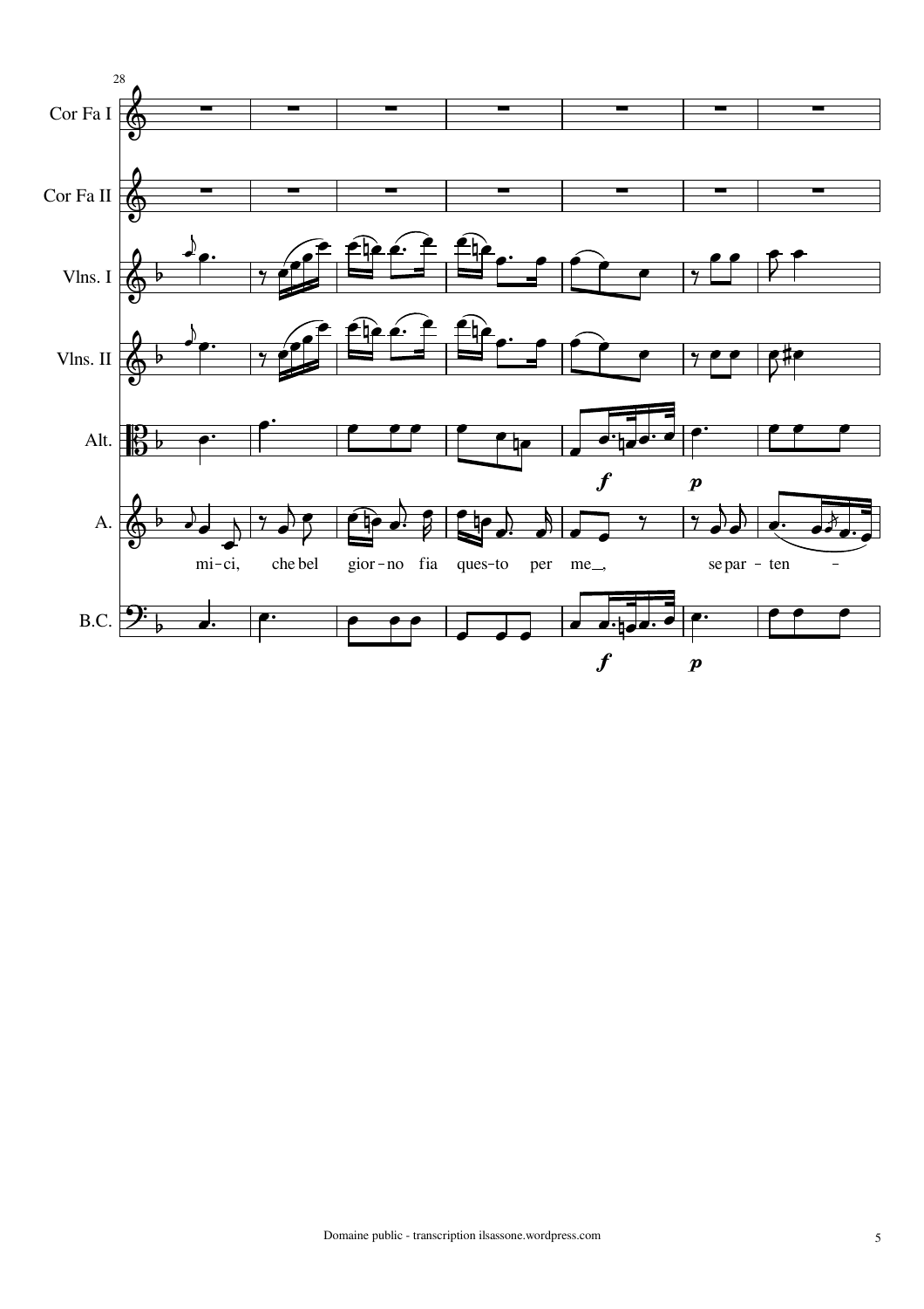28

Cor Fa I

Cor Fa II

Vlns. I

Vlns. II

Alt.

A.

mi-ci, che bel gior-no fia ques-to per me_, se par - ten -

B.C.

*f* *p*

*f* *p*

Domaine public - transcription ilsassone.wordpress.com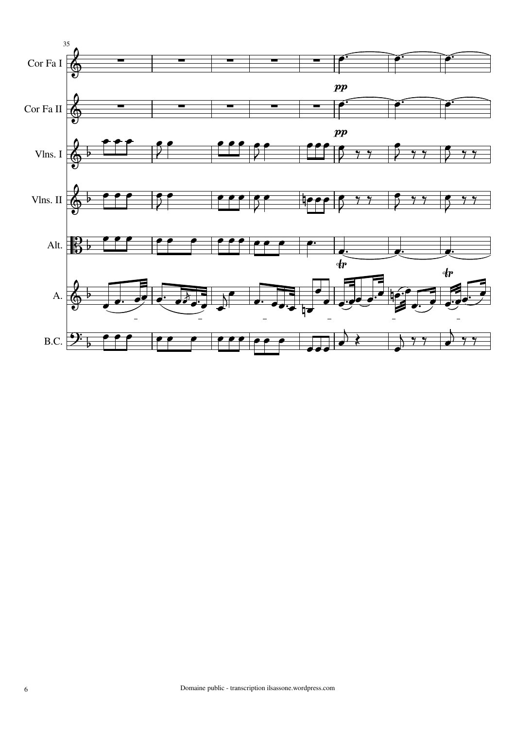35

Cor Fa I

Cor Fa II

Vlns. I

Vlns. II

Alt.

A.

B.C.

*pp*

*pp*

*tr*

*tr*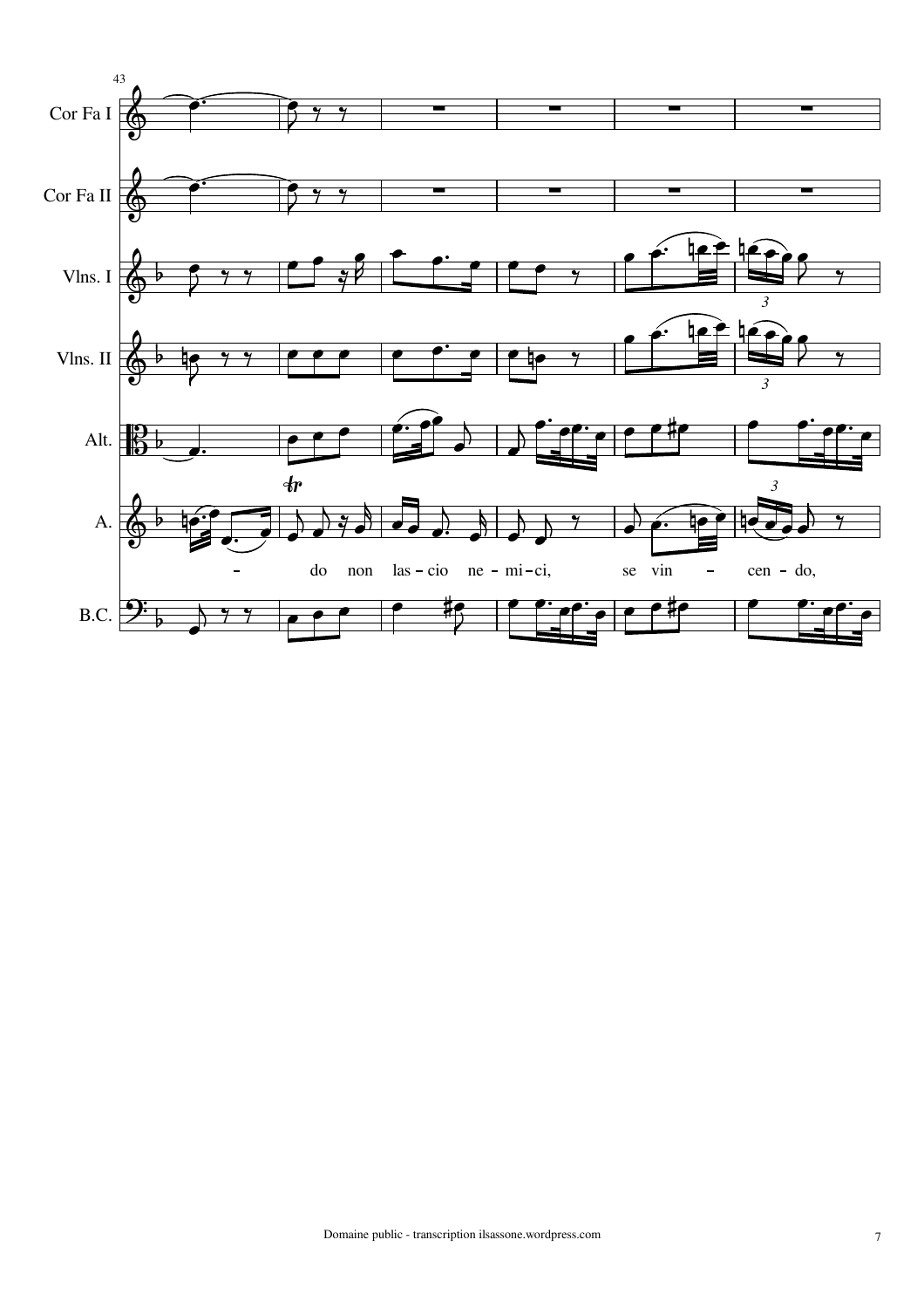43

Cor Fa I

Cor Fa II

Vlns. I

Vlns. II

Alt.

A.

do non las - cio ne - mi - ci, se vin - cen - do,

B.C.

Domaine public - transcription ilsassone.wordpress.com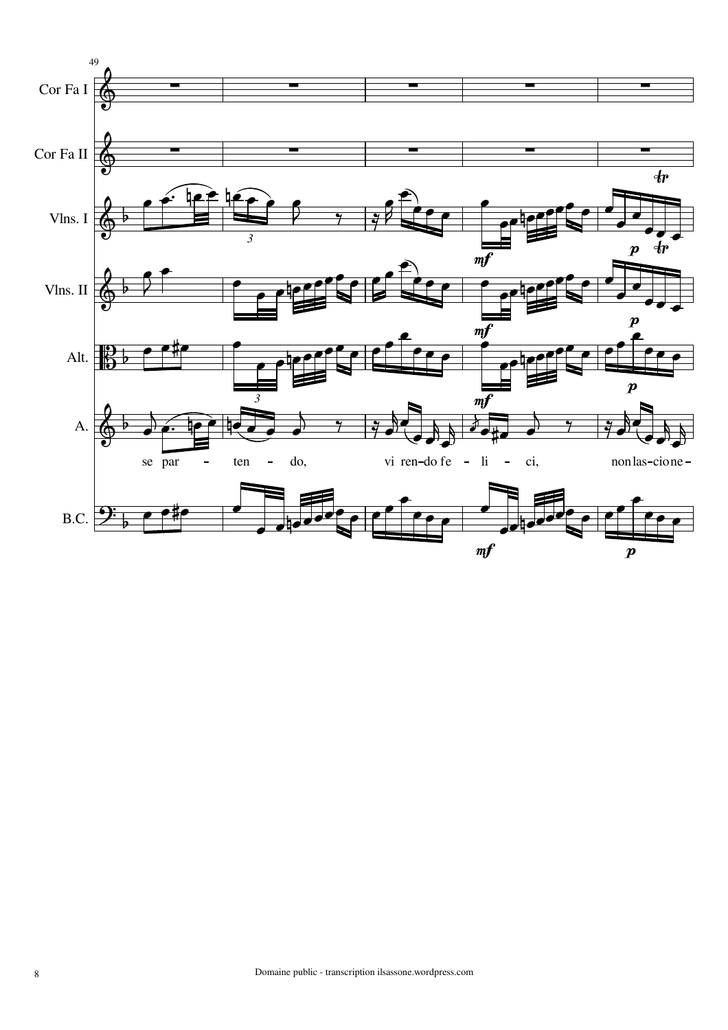49

Cor Fa I

Cor Fa II

Vlns. I

Vlns. II

Alt.

A.

se par – ten – do, vi ren–do fe – li – ci, non las–cio ne–

B.C.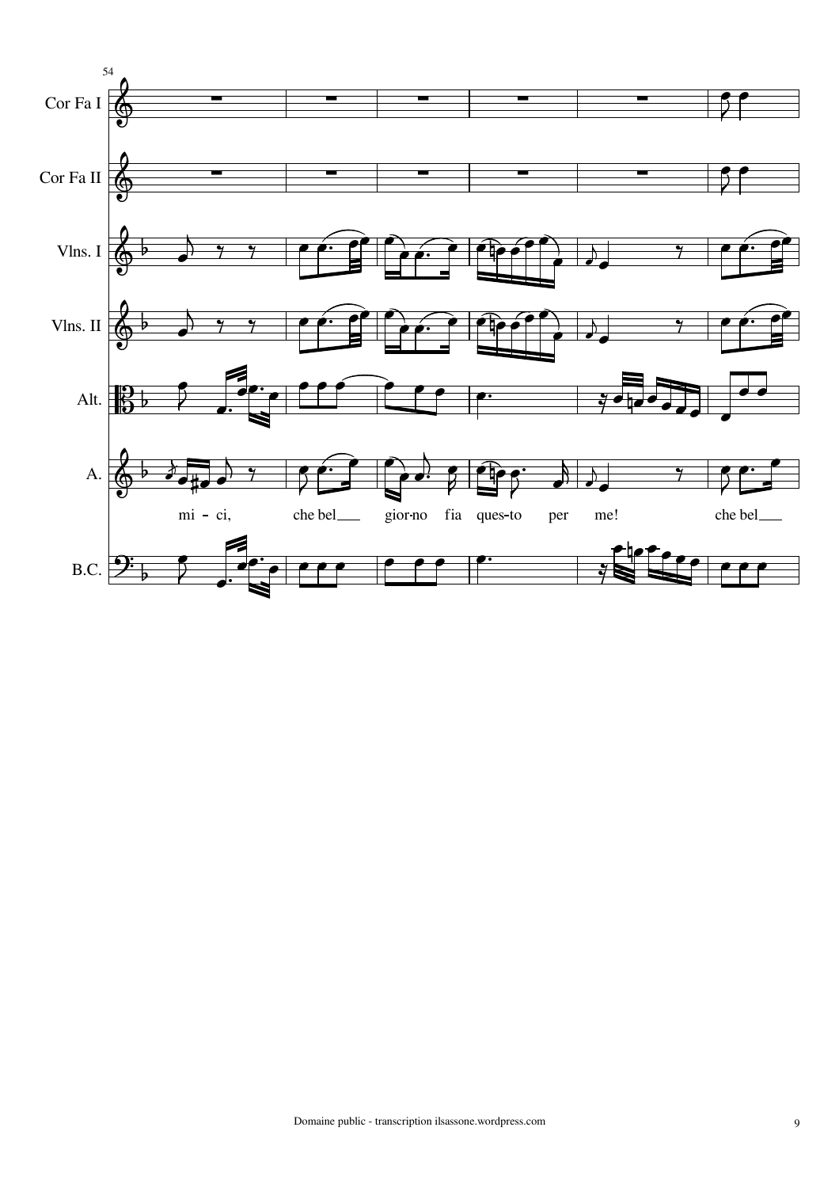54

Cor Fa I

Cor Fa II

Vlns. I

Vlns. II

Alt.

A.

mi - ci, che bel gior-no fia ques-to per me! che bel

B.C.

Domaine public - transcription ilsassone.wordpress.com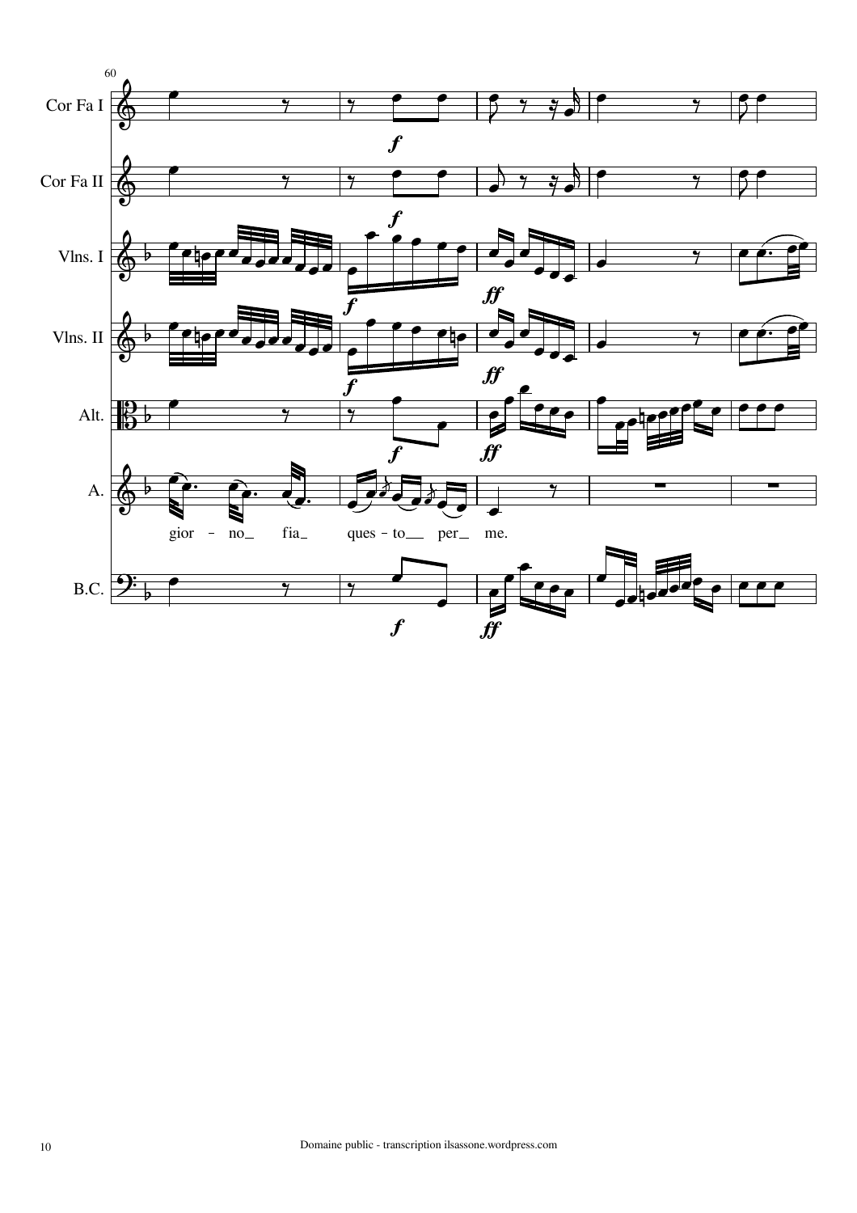60

Cor Fa I

Cor Fa II

Vlns. I

Vlns. II

Alt.

A.

gior - no fia ques - to per me.

B.C.

Domaine public - transcription ilsassone.wordpress.com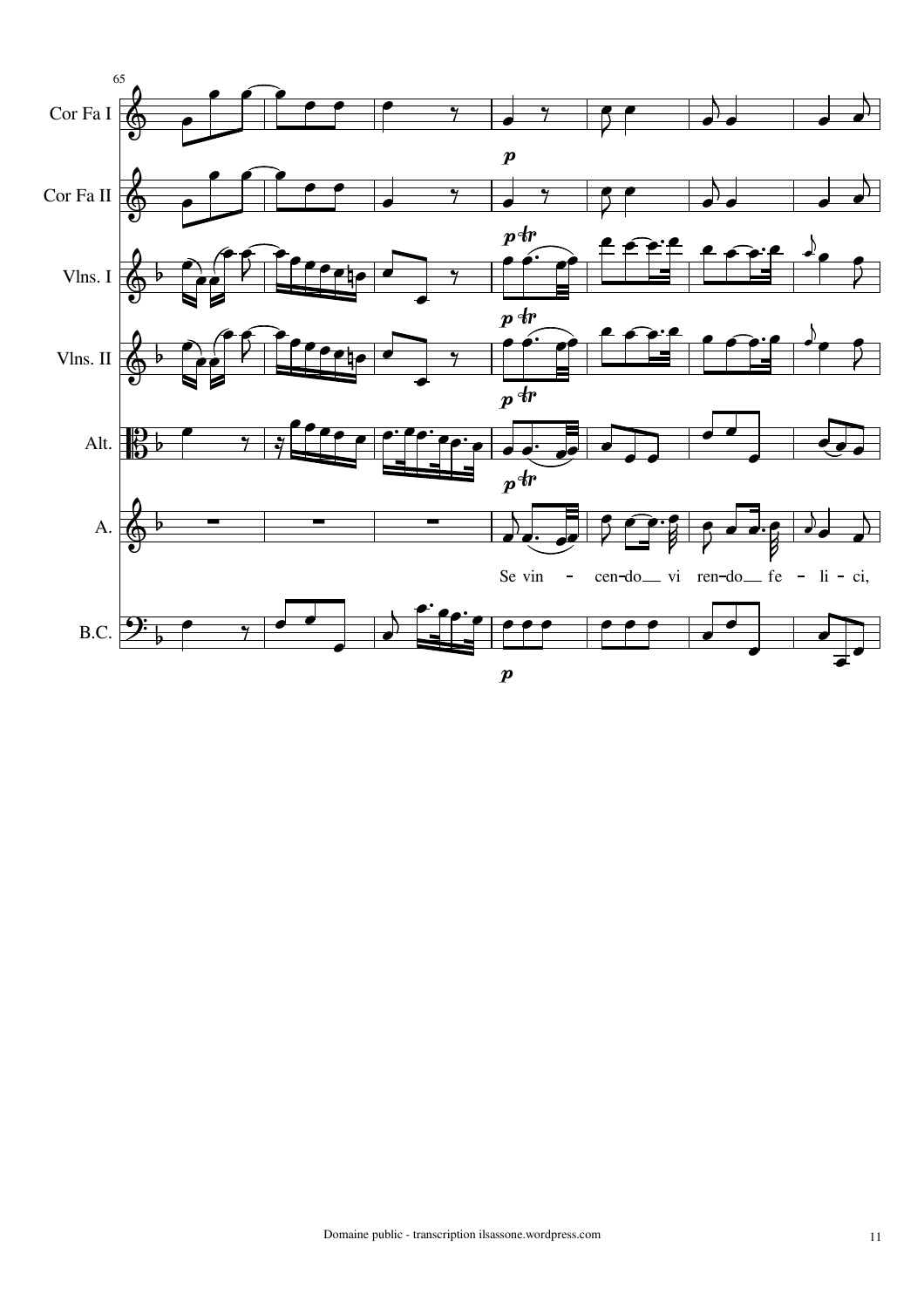65

Cor Fa I

Cor Fa II

Vlns. I

Vlns. II

Alt.

A.

B.C.

Se vin - cen-do vi ren-do fe - li - ci,

Domaine public - transcription ilsassone.wordpress.com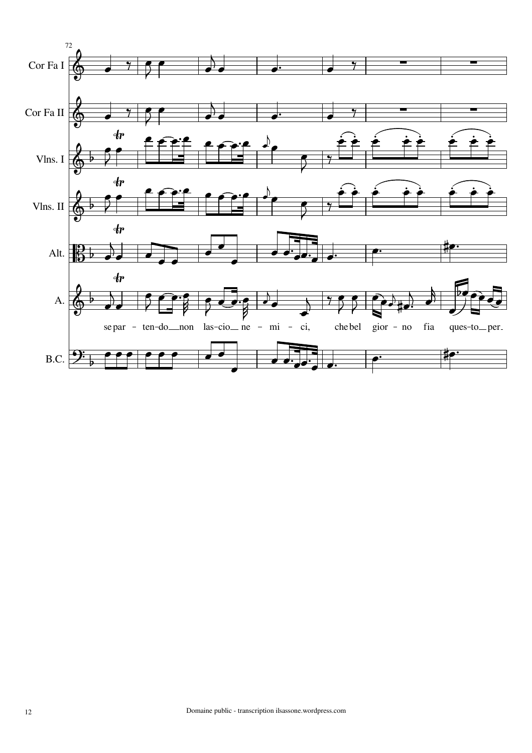72

Cor Fa I

Cor Fa II

Vlns. I

Vlns. II

Alt.

A.

se par - ten-do non las-cio ne - mi - ci, che bel gior - no fia ques-to per

B.C.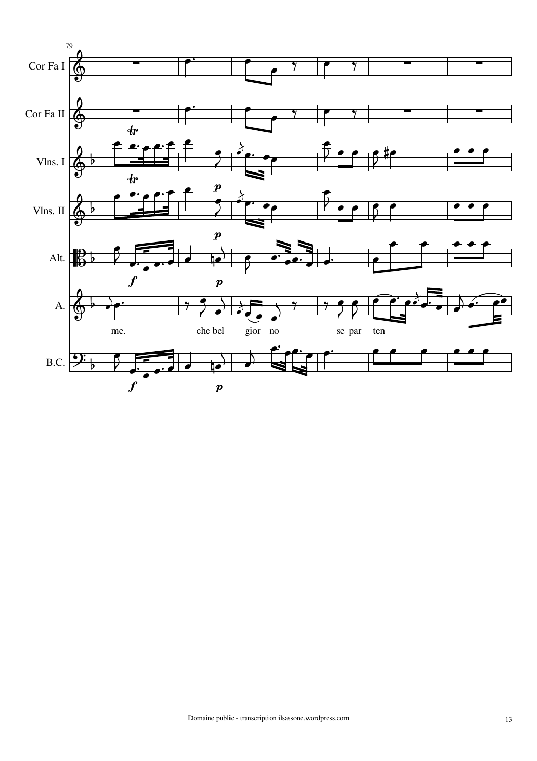79

Cor Fa I

Cor Fa II

Vlns. I

Vlns. II

Alt.

A.

B.C.

me. che bel gior - no se par - ten - -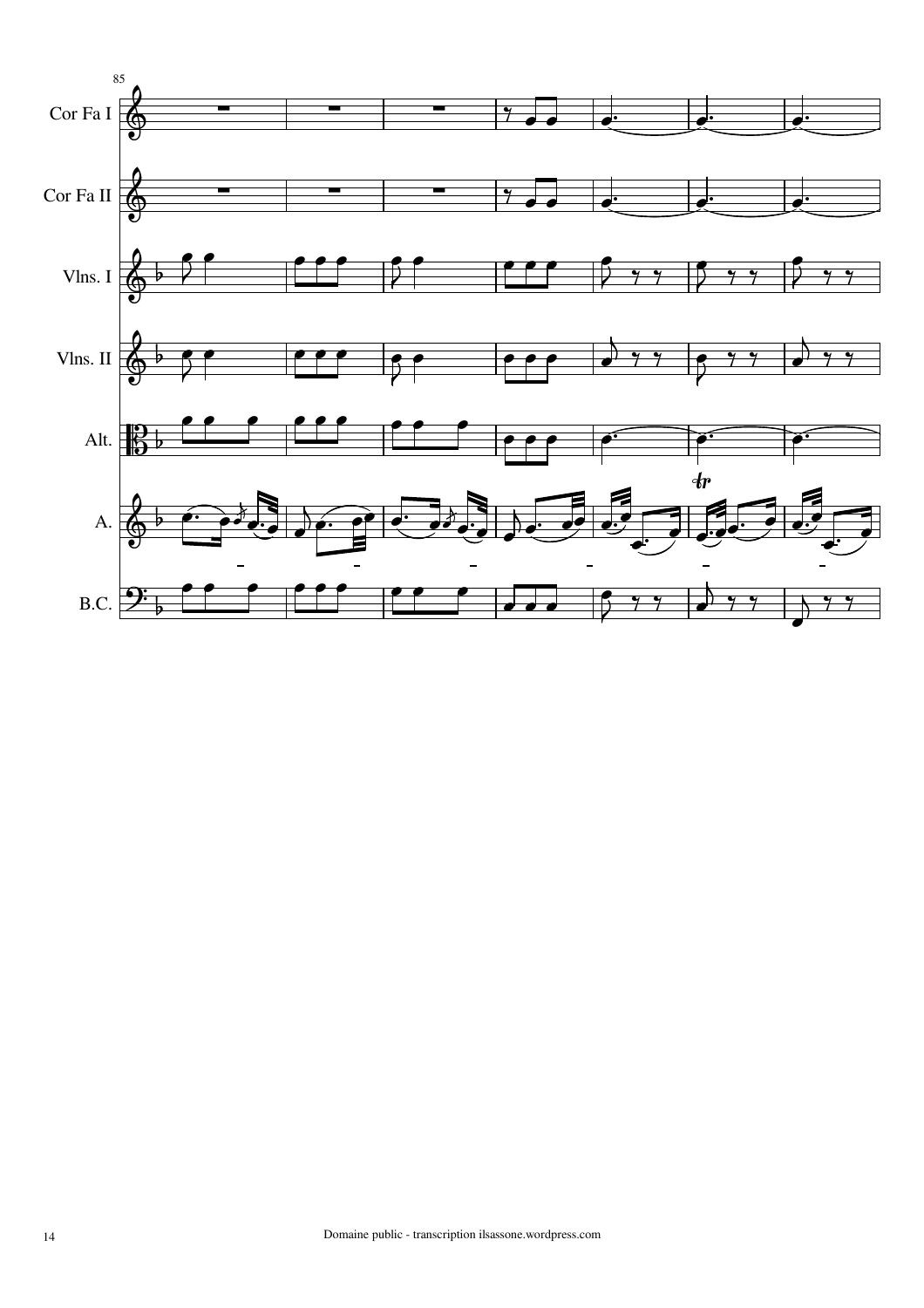85

Cor Fa I

Cor Fa II

Vlns. I

Vlns. II

Alt.

A.

B.C.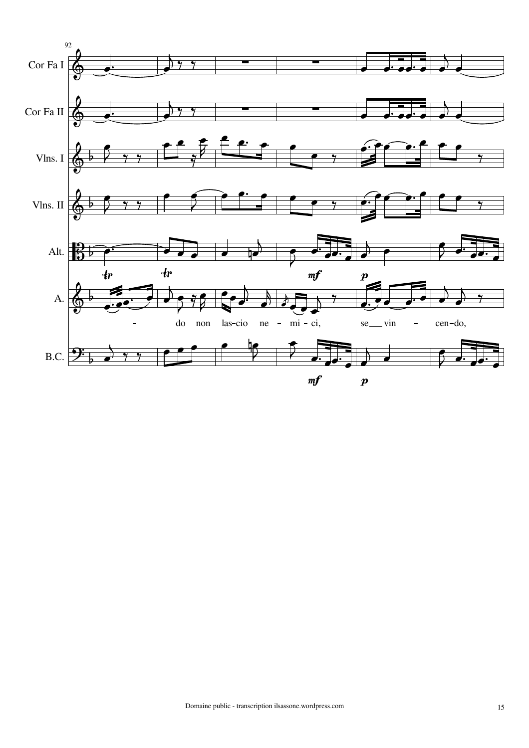92

Cor Fa I

Cor Fa II

Vlns. I

Vlns. II

Alt.

A.

- do non las-cio ne - mi - ci, se vin - cen-do,

B.C.

*mf* *p*

*mf* *p*

Domaine public - transcription ilsassone.wordpress.com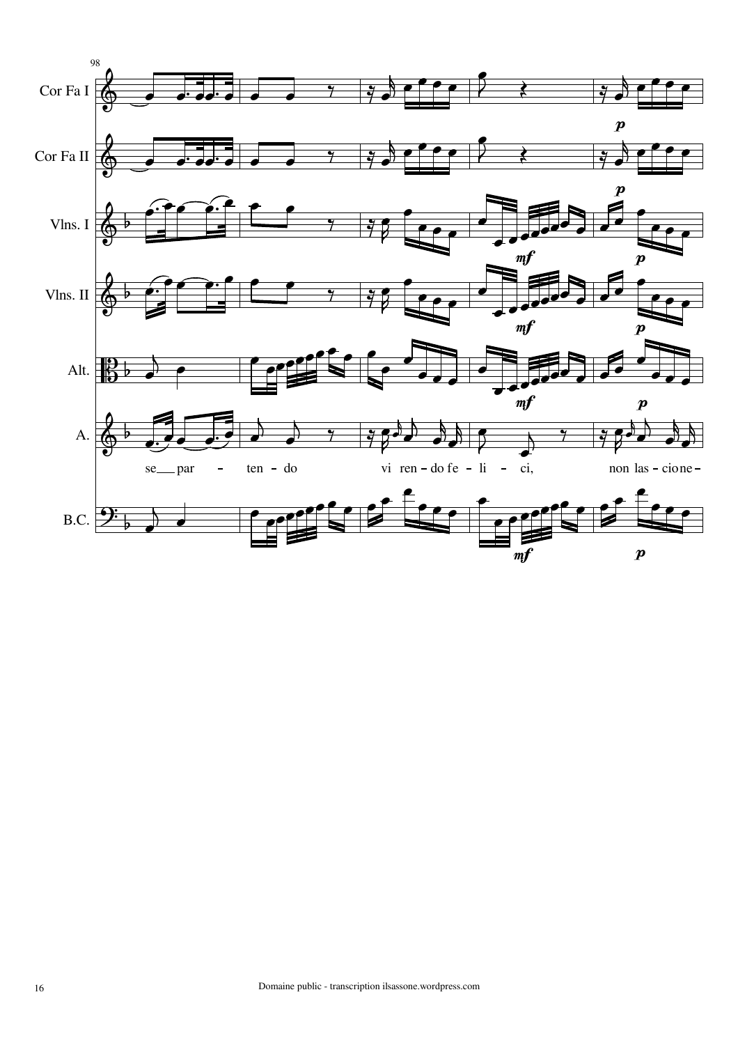98

Cor Fa I

Cor Fa II

Vlns. I

Vlns. II

Alt.

A.

se par – ten – do vi ren – do fe – li – ci, non las – cio ne –

B.C.

Domaine public - transcription ilsassone.wordpress.com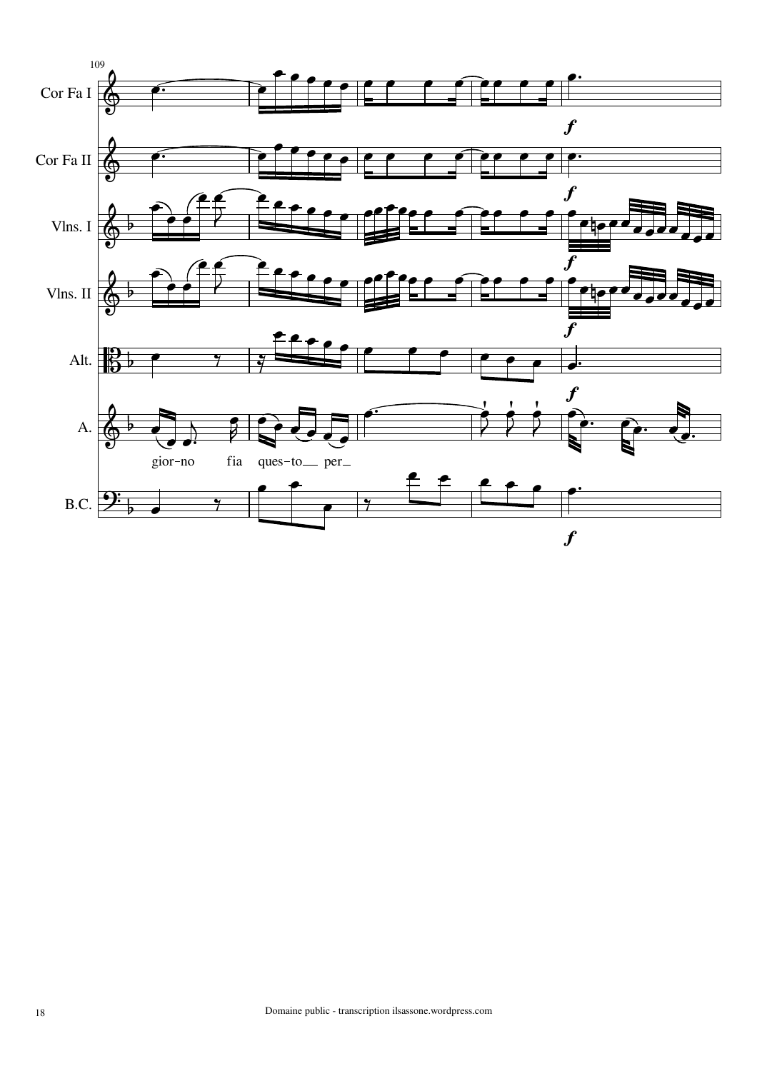109

Cor Fa I

Cor Fa II

Vlns. I

Vlns. II

Alt.

A.

gior-no fia ques-to per

B.C.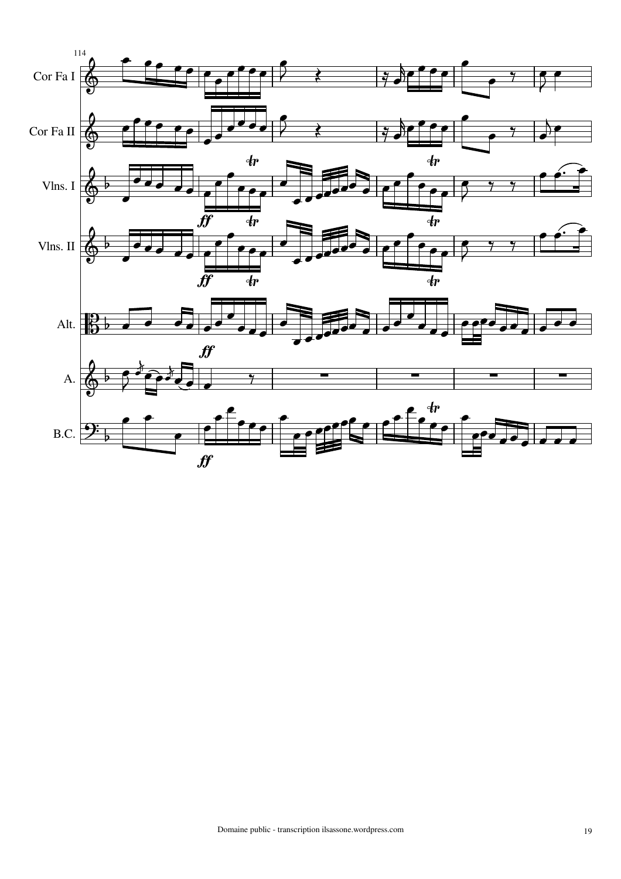114

Cor Fa I

Cor Fa II

Vlns. I

Vlns. II

Alt.

A.

B.C.

ff

ff

ff

ff

Domaine public - transcription ilsassone.wordpress.com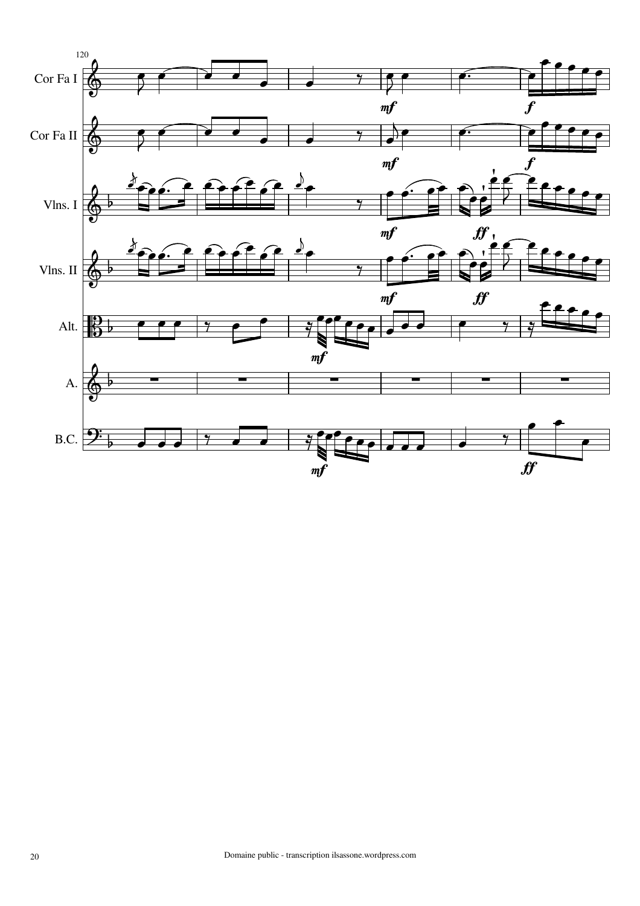120

Cor Fa I

Cor Fa II

Vlns. I

Vlns. II

Alt.

A.

B.C.

Domaine public - transcription ilsassone.wordpress.com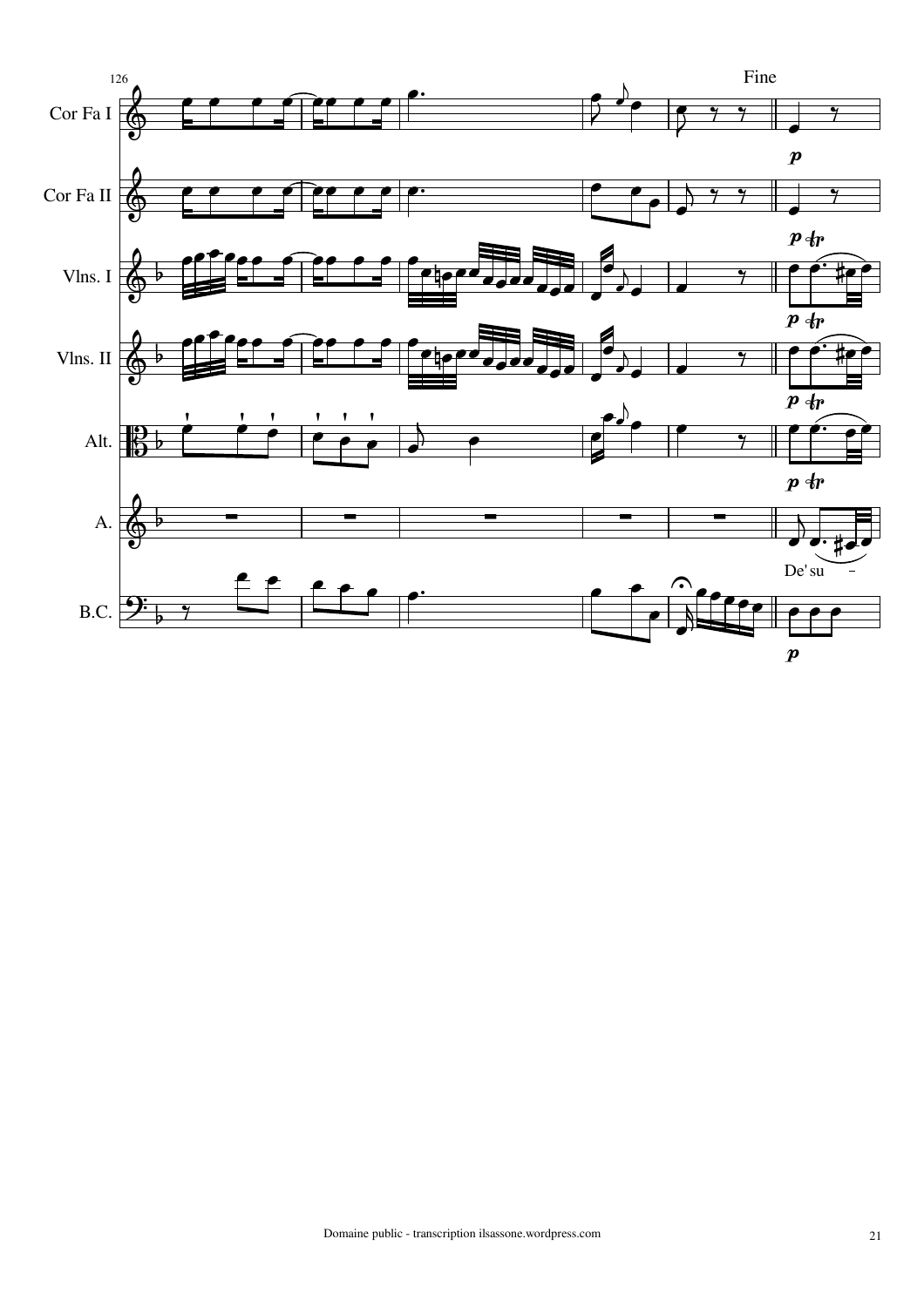126

Fine

Cor Fa I

Cor Fa II

Vlns. I

Vlns. II

Alt.

A.

De' su -

B.C.

Domaine public - transcription ilsassone.wordpress.com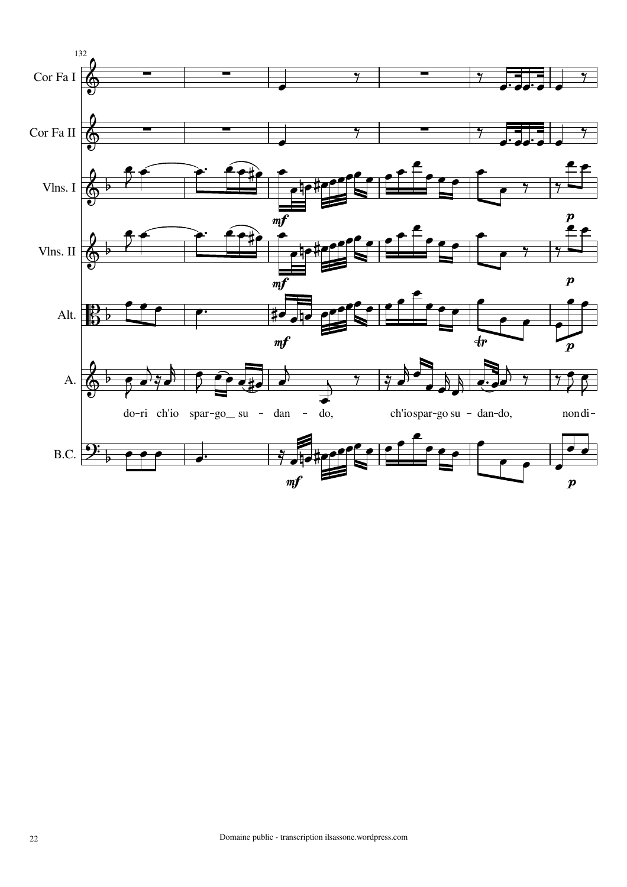132

Cor Fa I

Cor Fa II

Vlns. I

Vlns. II

Alt.

A.

do-ri ch'io spar-go_ su - dan - do, ch'io spar-go su - dan-do, non di-

B.C.

Domaine public - transcription ilsassone.wordpress.com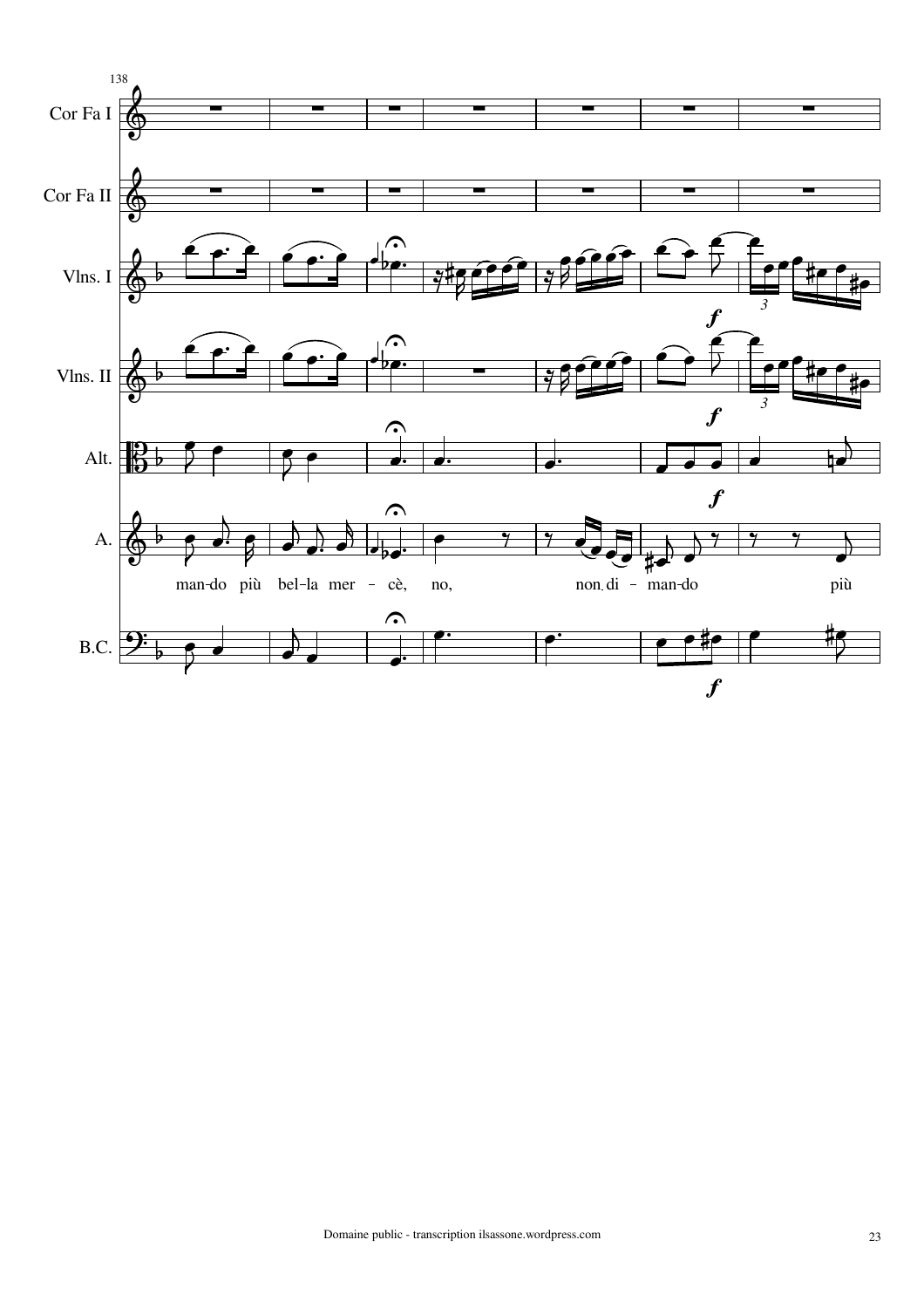138

Cor Fa I

Cor Fa II

Vlns. I

Vlns. II

Alt.

A.

man-do più bel-la mer - cè, no, non di - man-do più

B.C.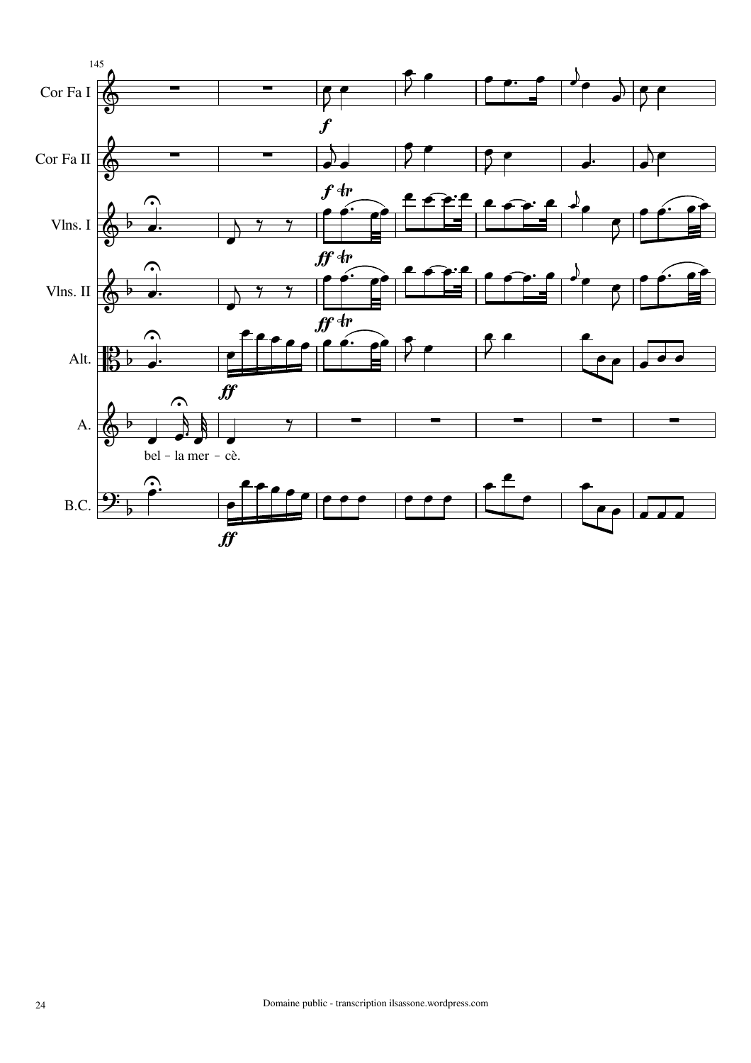145

Cor Fa I

Cor Fa II

Vlns. I

Vlns. II

Alt.

A.

bel - la mer - cè.

B.C.

Domaine public - transcription ilsassone.wordpress.com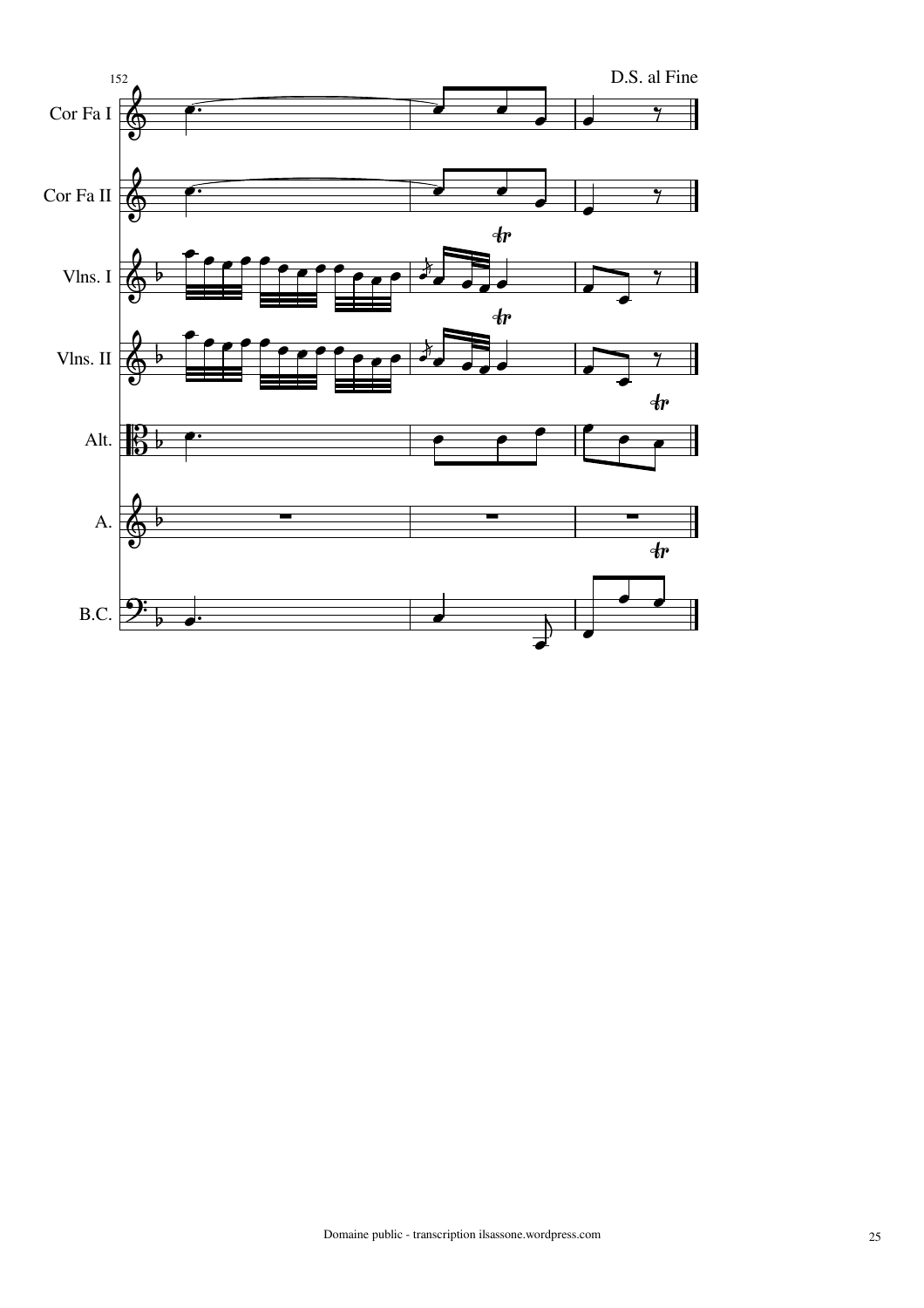152

D.S. al Fine

Cor Fa I

Cor Fa II

Vlns. I

Vlns. II

Alt.

A.

B.C.

Domaine public - transcription ilsassone.wordpress.com